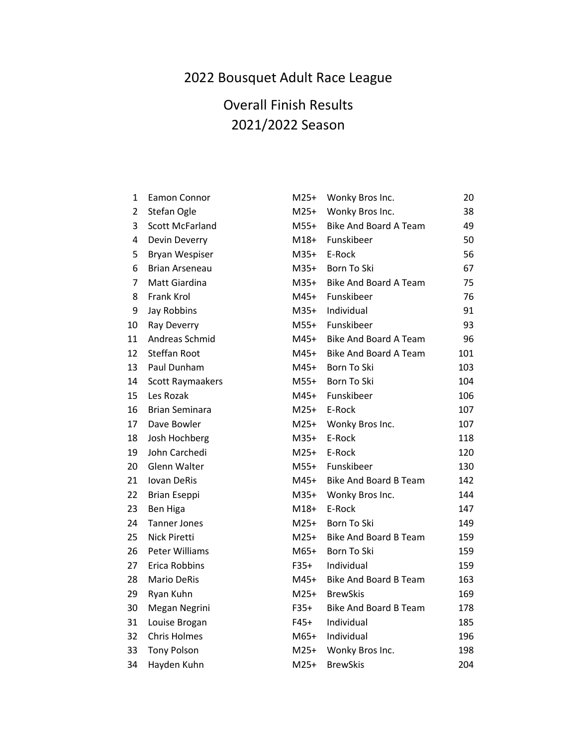# 2022 Bousquet Adult Race League

## Overall Finish Results
## 2021/2022 Season

| | | | | |
|---|---|---|---|---|
| 1 | Eamon Connor | M25+ | Wonky Bros Inc. | 20 |
| 2 | Stefan Ogle | M25+ | Wonky Bros Inc. | 38 |
| 3 | Scott McFarland | M55+ | Bike And Board A Team | 49 |
| 4 | Devin Deverry | M18+ | Funskibeer | 50 |
| 5 | Bryan Wespiser | M35+ | E-Rock | 56 |
| 6 | Brian Arseneau | M35+ | Born To Ski | 67 |
| 7 | Matt Giardina | M35+ | Bike And Board A Team | 75 |
| 8 | Frank Krol | M45+ | Funskibeer | 76 |
| 9 | Jay Robbins | M35+ | Individual | 91 |
| 10 | Ray Deverry | M55+ | Funskibeer | 93 |
| 11 | Andreas Schmid | M45+ | Bike And Board A Team | 96 |
| 12 | Steffan Root | M45+ | Bike And Board A Team | 101 |
| 13 | Paul Dunham | M45+ | Born To Ski | 103 |
| 14 | Scott Raymaakers | M55+ | Born To Ski | 104 |
| 15 | Les Rozak | M45+ | Funskibeer | 106 |
| 16 | Brian Seminara | M25+ | E-Rock | 107 |
| 17 | Dave Bowler | M25+ | Wonky Bros Inc. | 107 |
| 18 | Josh Hochberg | M35+ | E-Rock | 118 |
| 19 | John Carchedi | M25+ | E-Rock | 120 |
| 20 | Glenn Walter | M55+ | Funskibeer | 130 |
| 21 | Iovan DeRis | M45+ | Bike And Board B Team | 142 |
| 22 | Brian Eseppi | M35+ | Wonky Bros Inc. | 144 |
| 23 | Ben Higa | M18+ | E-Rock | 147 |
| 24 | Tanner Jones | M25+ | Born To Ski | 149 |
| 25 | Nick Piretti | M25+ | Bike And Board B Team | 159 |
| 26 | Peter Williams | M65+ | Born To Ski | 159 |
| 27 | Erica Robbins | F35+ | Individual | 159 |
| 28 | Mario DeRis | M45+ | Bike And Board B Team | 163 |
| 29 | Ryan Kuhn | M25+ | BrewSkis | 169 |
| 30 | Megan Negrini | F35+ | Bike And Board B Team | 178 |
| 31 | Louise Brogan | F45+ | Individual | 185 |
| 32 | Chris Holmes | M65+ | Individual | 196 |
| 33 | Tony Polson | M25+ | Wonky Bros Inc. | 198 |
| 34 | Hayden Kuhn | M25+ | BrewSkis | 204 |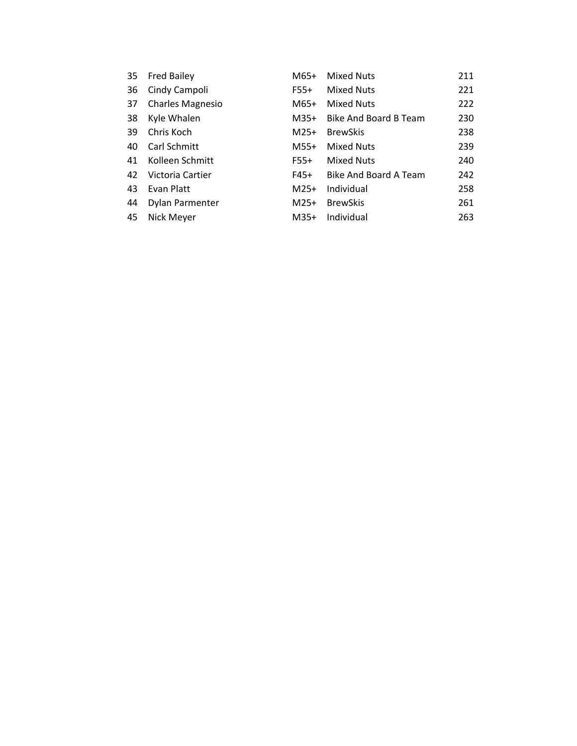| | | | | |
|---|---|---|---|---|
| 35 | Fred Bailey | M65+ | Mixed Nuts | 211 |
| 36 | Cindy Campoli | F55+ | Mixed Nuts | 221 |
| 37 | Charles Magnesio | M65+ | Mixed Nuts | 222 |
| 38 | Kyle Whalen | M35+ | Bike And Board B Team | 230 |
| 39 | Chris Koch | M25+ | BrewSkis | 238 |
| 40 | Carl Schmitt | M55+ | Mixed Nuts | 239 |
| 41 | Kolleen Schmitt | F55+ | Mixed Nuts | 240 |
| 42 | Victoria Cartier | F45+ | Bike And Board A Team | 242 |
| 43 | Evan Platt | M25+ | Individual | 258 |
| 44 | Dylan Parmenter | M25+ | BrewSkis | 261 |
| 45 | Nick Meyer | M35+ | Individual | 263 |